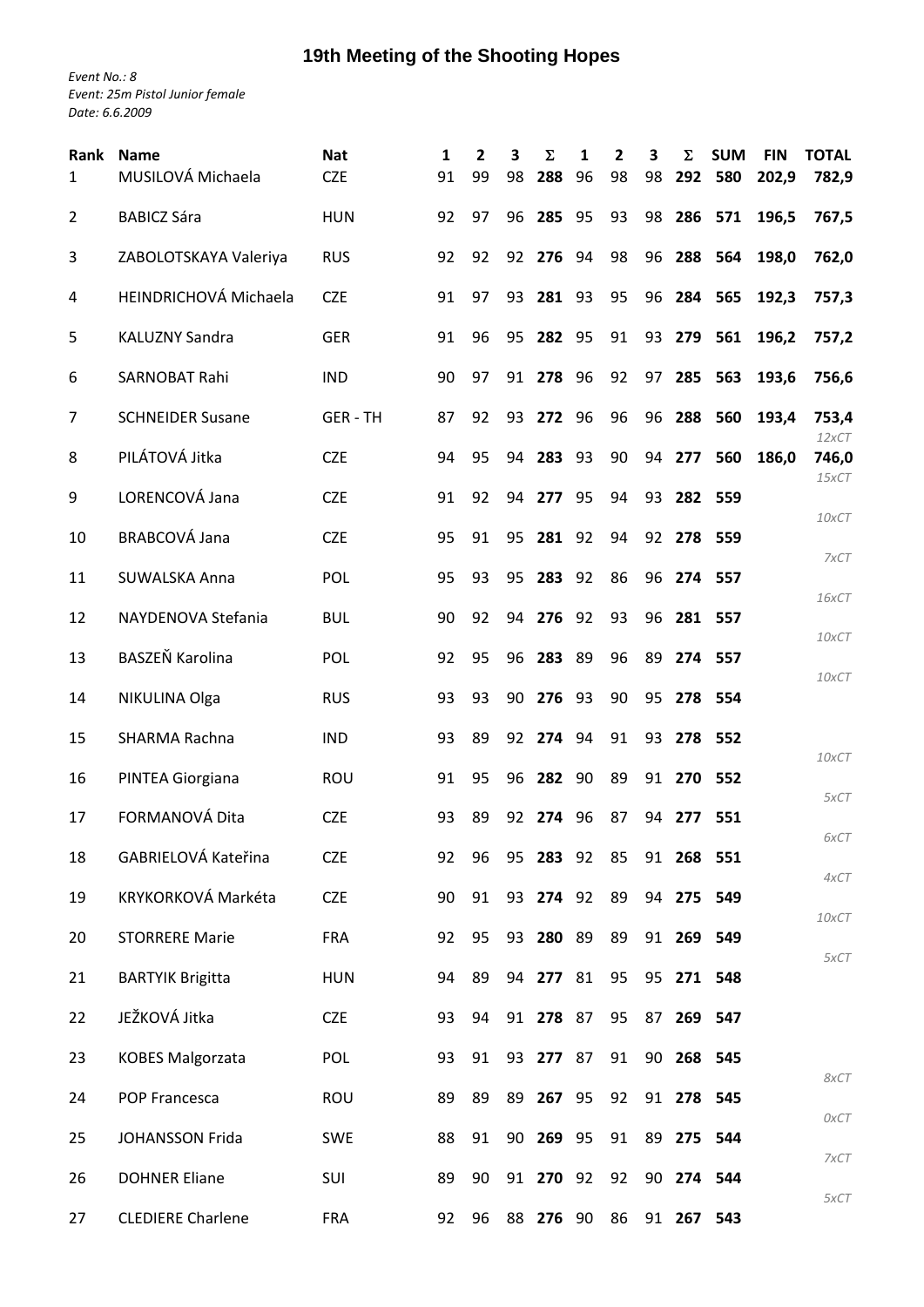# 19th Meeting of the Shooting Hopes

*Event No.: 8*
*Event: 25m Pistol Junior female*
*Date: 6.6.2009*

| Rank | Name | Nat | 1 | 2 | 3 | Σ | 1 | 2 | 3 | Σ | SUM | FIN | TOTAL |
|---|---|---|---|---|---|---|---|---|---|---|---|---|---|
| 1 | MUSILOVÁ Michaela | CZE | 91 | 99 | 98 | **288** | 96 | 98 | 98 | **292** | **580** | **202,9** | **782,9** |
| 2 | BABICZ Sára | HUN | 92 | 97 | 96 | **285** | 95 | 93 | 98 | **286** | **571** | **196,5** | **767,5** |
| 3 | ZABOLOTSKAYA Valeriya | RUS | 92 | 92 | 92 | **276** | 94 | 98 | 96 | **288** | **564** | **198,0** | **762,0** |
| 4 | HEINDRICHOVÁ Michaela | CZE | 91 | 97 | 93 | **281** | 93 | 95 | 96 | **284** | **565** | **192,3** | **757,3** |
| 5 | KALUZNY Sandra | GER | 91 | 96 | 95 | **282** | 95 | 91 | 93 | **279** | **561** | **196,2** | **757,2** |
| 6 | SARNOBAT Rahi | IND | 90 | 97 | 91 | **278** | 96 | 92 | 97 | **285** | **563** | **193,6** | **756,6** |
| 7 | SCHNEIDER Susane | GER - TH | 87 | 92 | 93 | **272** | 96 | 96 | 96 | **288** | **560** | **193,4** | **753,4** *12xCT* |
| 8 | PILÁTOVÁ Jitka | CZE | 94 | 95 | 94 | **283** | 93 | 90 | 94 | **277** | **560** | **186,0** | **746,0** *15xCT* |
| 9 | LORENCOVÁ Jana | CZE | 91 | 92 | 94 | **277** | 95 | 94 | 93 | **282** | **559** | | *10xCT* |
| 10 | BRABCOVÁ Jana | CZE | 95 | 91 | 95 | **281** | 92 | 94 | 92 | **278** | **559** | | *7xCT* |
| 11 | SUWALSKA Anna | POL | 95 | 93 | 95 | **283** | 92 | 86 | 96 | **274** | **557** | | *16xCT* |
| 12 | NAYDENOVA Stefania | BUL | 90 | 92 | 94 | **276** | 92 | 93 | 96 | **281** | **557** | | *10xCT* |
| 13 | BASZEŇ Karolina | POL | 92 | 95 | 96 | **283** | 89 | 96 | 89 | **274** | **557** | | *10xCT* |
| 14 | NIKULINA Olga | RUS | 93 | 93 | 90 | **276** | 93 | 90 | 95 | **278** | **554** | | |
| 15 | SHARMA Rachna | IND | 93 | 89 | 92 | **274** | 94 | 91 | 93 | **278** | **552** | | *10xCT* |
| 16 | PINTEA Giorgiana | ROU | 91 | 95 | 96 | **282** | 90 | 89 | 91 | **270** | **552** | | *5xCT* |
| 17 | FORMANOVÁ Dita | CZE | 93 | 89 | 92 | **274** | 96 | 87 | 94 | **277** | **551** | | *6xCT* |
| 18 | GABRIELOVÁ Kateřina | CZE | 92 | 96 | 95 | **283** | 92 | 85 | 91 | **268** | **551** | | *4xCT* |
| 19 | KRYKORKOVÁ Markéta | CZE | 90 | 91 | 93 | **274** | 92 | 89 | 94 | **275** | **549** | | *10xCT* |
| 20 | STORRERE Marie | FRA | 92 | 95 | 93 | **280** | 89 | 89 | 91 | **269** | **549** | | *5xCT* |
| 21 | BARTYIK Brigitta | HUN | 94 | 89 | 94 | **277** | 81 | 95 | 95 | **271** | **548** | | |
| 22 | JEŽKOVÁ Jitka | CZE | 93 | 94 | 91 | **278** | 87 | 95 | 87 | **269** | **547** | | |
| 23 | KOBES Malgorzata | POL | 93 | 91 | 93 | **277** | 87 | 91 | 90 | **268** | **545** | | *8xCT* |
| 24 | POP Francesca | ROU | 89 | 89 | 89 | **267** | 95 | 92 | 91 | **278** | **545** | | *0xCT* |
| 25 | JOHANSSON Frida | SWE | 88 | 91 | 90 | **269** | 95 | 91 | 89 | **275** | **544** | | *7xCT* |
| 26 | DOHNER Eliane | SUI | 89 | 90 | 91 | **270** | 92 | 92 | 90 | **274** | **544** | | *5xCT* |
| 27 | CLEDIERE Charlene | FRA | 92 | 96 | 88 | **276** | 90 | 86 | 91 | **267** | **543** | | |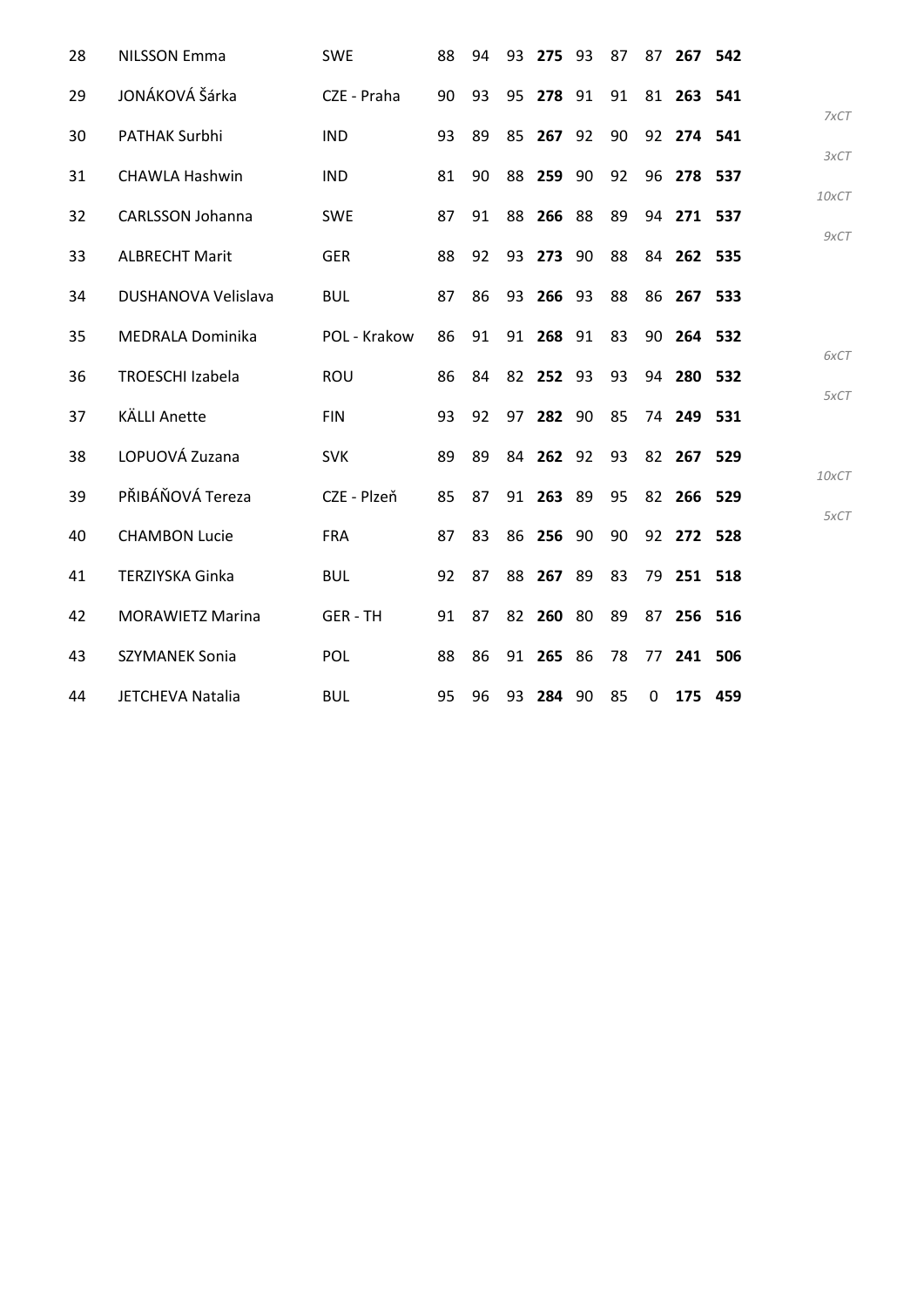| | | | | | | | | | | | | |
|---|---|---|---|---|---|---|---|---|---|---|---|---|
| 28 | NILSSON Emma | SWE | 88 | 94 | 93 | **275** | 93 | 87 | 87 | **267** | **542** | |
| 29 | JONÁKOVÁ Šárka | CZE - Praha | 90 | 93 | 95 | **278** | 91 | 91 | 81 | **263** | **541** | *7xCT* |
| 30 | PATHAK Surbhi | IND | 93 | 89 | 85 | **267** | 92 | 90 | 92 | **274** | **541** | *3xCT* |
| 31 | CHAWLA Hashwin | IND | 81 | 90 | 88 | **259** | 90 | 92 | 96 | **278** | **537** | *10xCT* |
| 32 | CARLSSON Johanna | SWE | 87 | 91 | 88 | **266** | 88 | 89 | 94 | **271** | **537** | *9xCT* |
| 33 | ALBRECHT Marit | GER | 88 | 92 | 93 | **273** | 90 | 88 | 84 | **262** | **535** | |
| 34 | DUSHANOVA Velislava | BUL | 87 | 86 | 93 | **266** | 93 | 88 | 86 | **267** | **533** | |
| 35 | MEDRALA Dominika | POL - Krakow | 86 | 91 | 91 | **268** | 91 | 83 | 90 | **264** | **532** | *6xCT* |
| 36 | TROESCHI Izabela | ROU | 86 | 84 | 82 | **252** | 93 | 93 | 94 | **280** | **532** | *5xCT* |
| 37 | KÄLLI Anette | FIN | 93 | 92 | 97 | **282** | 90 | 85 | 74 | **249** | **531** | |
| 38 | LOPUOVÁ Zuzana | SVK | 89 | 89 | 84 | **262** | 92 | 93 | 82 | **267** | **529** | *10xCT* |
| 39 | PŘIBÁŇOVÁ Tereza | CZE - Plzeň | 85 | 87 | 91 | **263** | 89 | 95 | 82 | **266** | **529** | *5xCT* |
| 40 | CHAMBON Lucie | FRA | 87 | 83 | 86 | **256** | 90 | 90 | 92 | **272** | **528** | |
| 41 | TERZIYSKA Ginka | BUL | 92 | 87 | 88 | **267** | 89 | 83 | 79 | **251** | **518** | |
| 42 | MORAWIETZ Marina | GER - TH | 91 | 87 | 82 | **260** | 80 | 89 | 87 | **256** | **516** | |
| 43 | SZYMANEK Sonia | POL | 88 | 86 | 91 | **265** | 86 | 78 | 77 | **241** | **506** | |
| 44 | JETCHEVA Natalia | BUL | 95 | 96 | 93 | **284** | 90 | 85 | 0 | **175** | **459** | |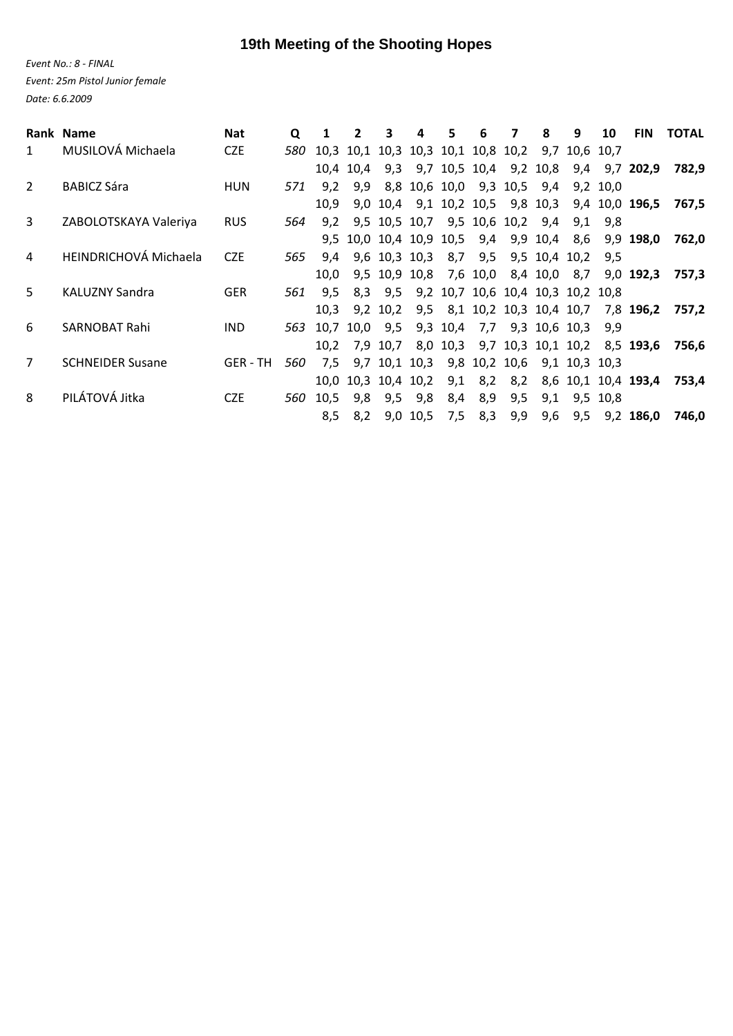# 19th Meeting of the Shooting Hopes

*Event No.: 8 - FINAL*

*Event: 25m Pistol Junior female*

*Date: 6.6.2009*

| Rank | Name | Nat | Q | 1 | 2 | 3 | 4 | 5 | 6 | 7 | 8 | 9 | 10 | FIN | TOTAL |
|---|---|---|---|---|---|---|---|---|---|---|---|---|---|---|---|
| 1 | MUSILOVÁ Michaela | CZE | *580* | 10,3 | 10,1 | 10,3 | 10,3 | 10,1 | 10,8 | 10,2 | 9,7 | 10,6 | 10,7 | | |
| | | | | 10,4 | 10,4 | 9,3 | 9,7 | 10,5 | 10,4 | 9,2 | 10,8 | 9,4 | 9,7 | **202,9** | **782,9** |
| 2 | BABICZ Sára | HUN | *571* | 9,2 | 9,9 | 8,8 | 10,6 | 10,0 | 9,3 | 10,5 | 9,4 | 9,2 | 10,0 | | |
| | | | | 10,9 | 9,0 | 10,4 | 9,1 | 10,2 | 10,5 | 9,8 | 10,3 | 9,4 | 10,0 | **196,5** | **767,5** |
| 3 | ZABOLOTSKAYA Valeriya | RUS | *564* | 9,2 | 9,5 | 10,5 | 10,7 | 9,5 | 10,6 | 10,2 | 9,4 | 9,1 | 9,8 | | |
| | | | | 9,5 | 10,0 | 10,4 | 10,9 | 10,5 | 9,4 | 9,9 | 10,4 | 8,6 | 9,9 | **198,0** | **762,0** |
| 4 | HEINDRICHOVÁ Michaela | CZE | *565* | 9,4 | 9,6 | 10,3 | 10,3 | 8,7 | 9,5 | 9,5 | 10,4 | 10,2 | 9,5 | | |
| | | | | 10,0 | 9,5 | 10,9 | 10,8 | 7,6 | 10,0 | 8,4 | 10,0 | 8,7 | 9,0 | **192,3** | **757,3** |
| 5 | KALUZNY Sandra | GER | *561* | 9,5 | 8,3 | 9,5 | 9,2 | 10,7 | 10,6 | 10,4 | 10,3 | 10,2 | 10,8 | | |
| | | | | 10,3 | 9,2 | 10,2 | 9,5 | 8,1 | 10,2 | 10,3 | 10,4 | 10,7 | 7,8 | **196,2** | **757,2** |
| 6 | SARNOBAT Rahi | IND | *563* | 10,7 | 10,0 | 9,5 | 9,3 | 10,4 | 7,7 | 9,3 | 10,6 | 10,3 | 9,9 | | |
| | | | | 10,2 | 7,9 | 10,7 | 8,0 | 10,3 | 9,7 | 10,3 | 10,1 | 10,2 | 8,5 | **193,6** | **756,6** |
| 7 | SCHNEIDER Susane | GER - TH | *560* | 7,5 | 9,7 | 10,1 | 10,3 | 9,8 | 10,2 | 10,6 | 9,1 | 10,3 | 10,3 | | |
| | | | | 10,0 | 10,3 | 10,4 | 10,2 | 9,1 | 8,2 | 8,2 | 8,6 | 10,1 | 10,4 | **193,4** | **753,4** |
| 8 | PILÁTOVÁ Jitka | CZE | *560* | 10,5 | 9,8 | 9,5 | 9,8 | 8,4 | 8,9 | 9,5 | 9,1 | 9,5 | 10,8 | | |
| | | | | 8,5 | 8,2 | 9,0 | 10,5 | 7,5 | 8,3 | 9,9 | 9,6 | 9,5 | 9,2 | **186,0** | **746,0** |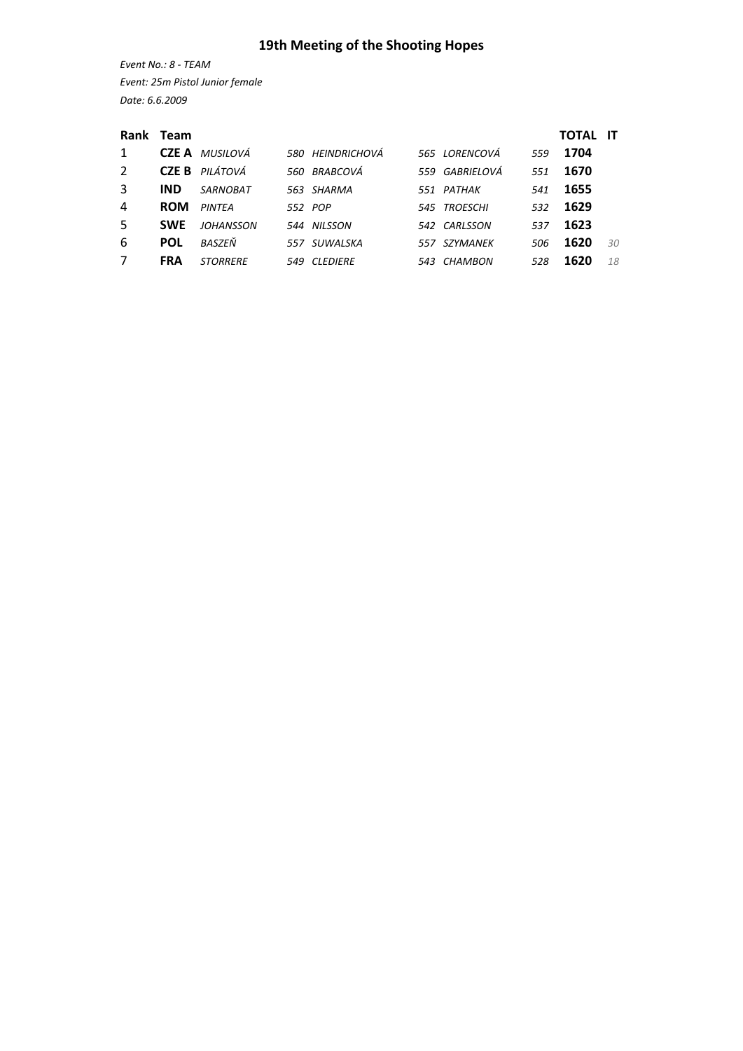# 19th Meeting of the Shooting Hopes

*Event No.: 8 - TEAM*

*Event: 25m Pistol Junior female*

*Date: 6.6.2009*

| Rank | Team | | | | | | | TOTAL | IT |
|---|---|---|---|---|---|---|---|---|---|
| 1 | **CZE A** | *MUSILOVÁ* | *580* | *HEINDRICHOVÁ* | *565* | *LORENCOVÁ* | *559* | **1704** | |
| 2 | **CZE B** | *PILÁTOVÁ* | *560* | *BRABCOVÁ* | *559* | *GABRIELOVÁ* | *551* | **1670** | |
| 3 | **IND** | *SARNOBAT* | *563* | *SHARMA* | *551* | *PATHAK* | *541* | **1655** | |
| 4 | **ROM** | *PINTEA* | *552* | *POP* | *545* | *TROESCHI* | *532* | **1629** | |
| 5 | **SWE** | *JOHANSSON* | *544* | *NILSSON* | *542* | *CARLSSON* | *537* | **1623** | |
| 6 | **POL** | *BASZEŇ* | *557* | *SUWALSKA* | *557* | *SZYMANEK* | *506* | **1620** | *30* |
| 7 | **FRA** | *STORRERE* | *549* | *CLEDIERE* | *543* | *CHAMBON* | *528* | **1620** | *18* |